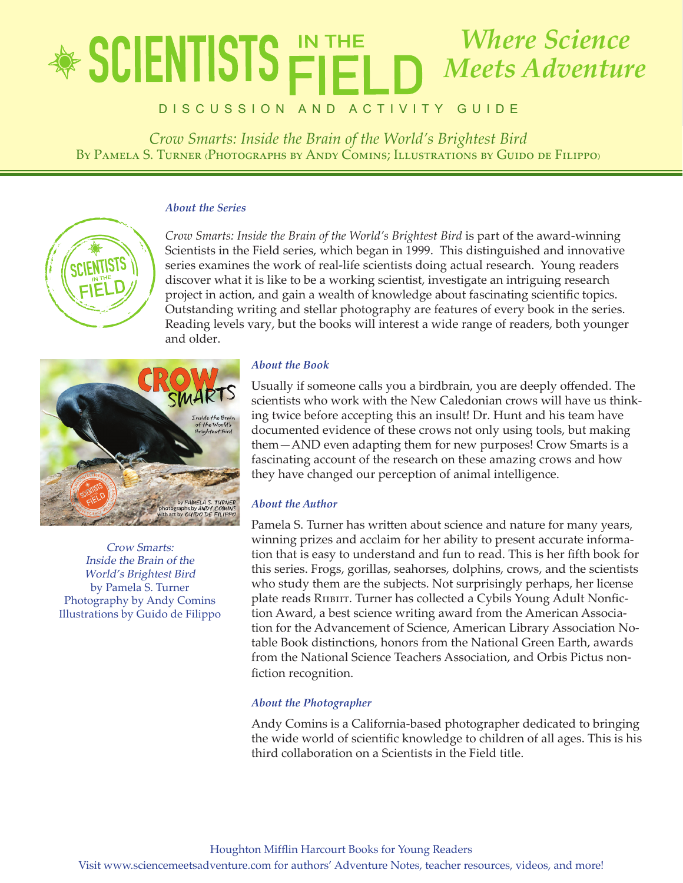# SCIENTISTS IN THE FIELD

*Where Science Meets Adventure*

DISCUSSION AND ACTIVITY GUIDE

*Crow Smarts: Inside the Brain of the World's Brightest Bird*
By Pamela S. Turner (Photographs by Andy Comins; Illustrations by Guido de Filippo)

### *About the Series*

*Crow Smarts: Inside the Brain of the World's Brightest Bird* is part of the award-winning Scientists in the Field series, which began in 1999. This distinguished and innovative series examines the work of real-life scientists doing actual research. Young readers discover what it is like to be a working scientist, investigate an intriguing research project in action, and gain a wealth of knowledge about fascinating scientific topics. Outstanding writing and stellar photography are features of every book in the series. Reading levels vary, but the books will interest a wide range of readers, both younger and older.

*Crow Smarts: Inside the Brain of the World's Brightest Bird*
by Pamela S. Turner
Photography by Andy Comins
Illustrations by Guido de Filippo

### *About the Book*

Usually if someone calls you a birdbrain, you are deeply offended. The scientists who work with the New Caledonian crows will have us thinking twice before accepting this an insult! Dr. Hunt and his team have documented evidence of these crows not only using tools, but making them—AND even adapting them for new purposes! Crow Smarts is a fascinating account of the research on these amazing crows and how they have changed our perception of animal intelligence.

### *About the Author*

Pamela S. Turner has written about science and nature for many years, winning prizes and acclaim for her ability to present accurate information that is easy to understand and fun to read. This is her fifth book for this series. Frogs, gorillas, seahorses, dolphins, crows, and the scientists who study them are the subjects. Not surprisingly perhaps, her license plate reads RIIBIIT. Turner has collected a Cybils Young Adult Nonfiction Award, a best science writing award from the American Association for the Advancement of Science, American Library Association Notable Book distinctions, honors from the National Green Earth, awards from the National Science Teachers Association, and Orbis Pictus nonfiction recognition.

### *About the Photographer*

Andy Comins is a California-based photographer dedicated to bringing the wide world of scientific knowledge to children of all ages. This is his third collaboration on a Scientists in the Field title.

Houghton Mifflin Harcourt Books for Young Readers
Visit www.sciencemeetsadventure.com for authors' Adventure Notes, teacher resources, videos, and more!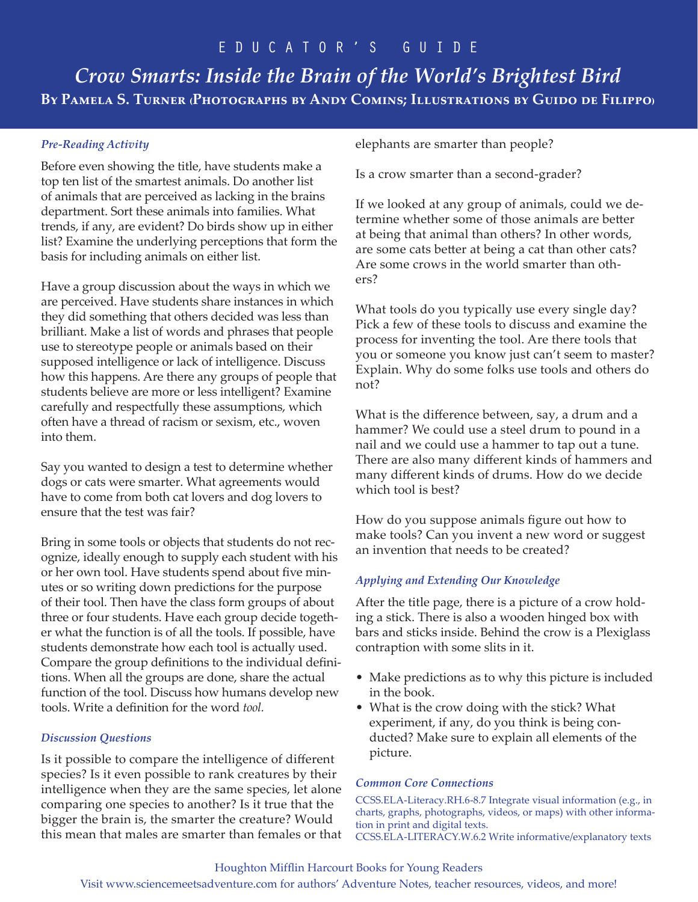# EDUCATOR'S GUIDE

## *Crow Smarts: Inside the Brain of the World's Brightest Bird*

**By Pamela S. Turner (Photographs by Andy Comins; Illustrations by Guido de Filippo)**

### *Pre-Reading Activity*

Before even showing the title, have students make a top ten list of the smartest animals. Do another list of animals that are perceived as lacking in the brains department. Sort these animals into families. What trends, if any, are evident? Do birds show up in either list? Examine the underlying perceptions that form the basis for including animals on either list.

Have a group discussion about the ways in which we are perceived. Have students share instances in which they did something that others decided was less than brilliant. Make a list of words and phrases that people use to stereotype people or animals based on their supposed intelligence or lack of intelligence. Discuss how this happens. Are there any groups of people that students believe are more or less intelligent? Examine carefully and respectfully these assumptions, which often have a thread of racism or sexism, etc., woven into them.

Say you wanted to design a test to determine whether dogs or cats were smarter. What agreements would have to come from both cat lovers and dog lovers to ensure that the test was fair?

Bring in some tools or objects that students do not recognize, ideally enough to supply each student with his or her own tool. Have students spend about five minutes or so writing down predictions for the purpose of their tool. Then have the class form groups of about three or four students. Have each group decide together what the function is of all the tools. If possible, have students demonstrate how each tool is actually used. Compare the group definitions to the individual definitions. When all the groups are done, share the actual function of the tool. Discuss how humans develop new tools. Write a definition for the word *tool.*

### *Discussion Questions*

Is it possible to compare the intelligence of different species? Is it even possible to rank creatures by their intelligence when they are the same species, let alone comparing one species to another? Is it true that the bigger the brain is, the smarter the creature? Would this mean that males are smarter than females or that elephants are smarter than people?

Is a crow smarter than a second-grader?

If we looked at any group of animals, could we determine whether some of those animals are better at being that animal than others? In other words, are some cats better at being a cat than other cats? Are some crows in the world smarter than others?

What tools do you typically use every single day? Pick a few of these tools to discuss and examine the process for inventing the tool. Are there tools that you or someone you know just can't seem to master? Explain. Why do some folks use tools and others do not?

What is the difference between, say, a drum and a hammer? We could use a steel drum to pound in a nail and we could use a hammer to tap out a tune. There are also many different kinds of hammers and many different kinds of drums. How do we decide which tool is best?

How do you suppose animals figure out how to make tools? Can you invent a new word or suggest an invention that needs to be created?

### *Applying and Extending Our Knowledge*

After the title page, there is a picture of a crow holding a stick. There is also a wooden hinged box with bars and sticks inside. Behind the crow is a Plexiglass contraption with some slits in it.

- Make predictions as to why this picture is included in the book.
- What is the crow doing with the stick? What experiment, if any, do you think is being conducted? Make sure to explain all elements of the picture.

### *Common Core Connections*

CCSS.ELA-Literacy.RH.6-8.7 Integrate visual information (e.g., in charts, graphs, photographs, videos, or maps) with other information in print and digital texts.
CCSS.ELA-LITERACY.W.6.2 Write informative/explanatory texts

Houghton Mifflin Harcourt Books for Young Readers
Visit www.sciencemeetsadventure.com for authors' Adventure Notes, teacher resources, videos, and more!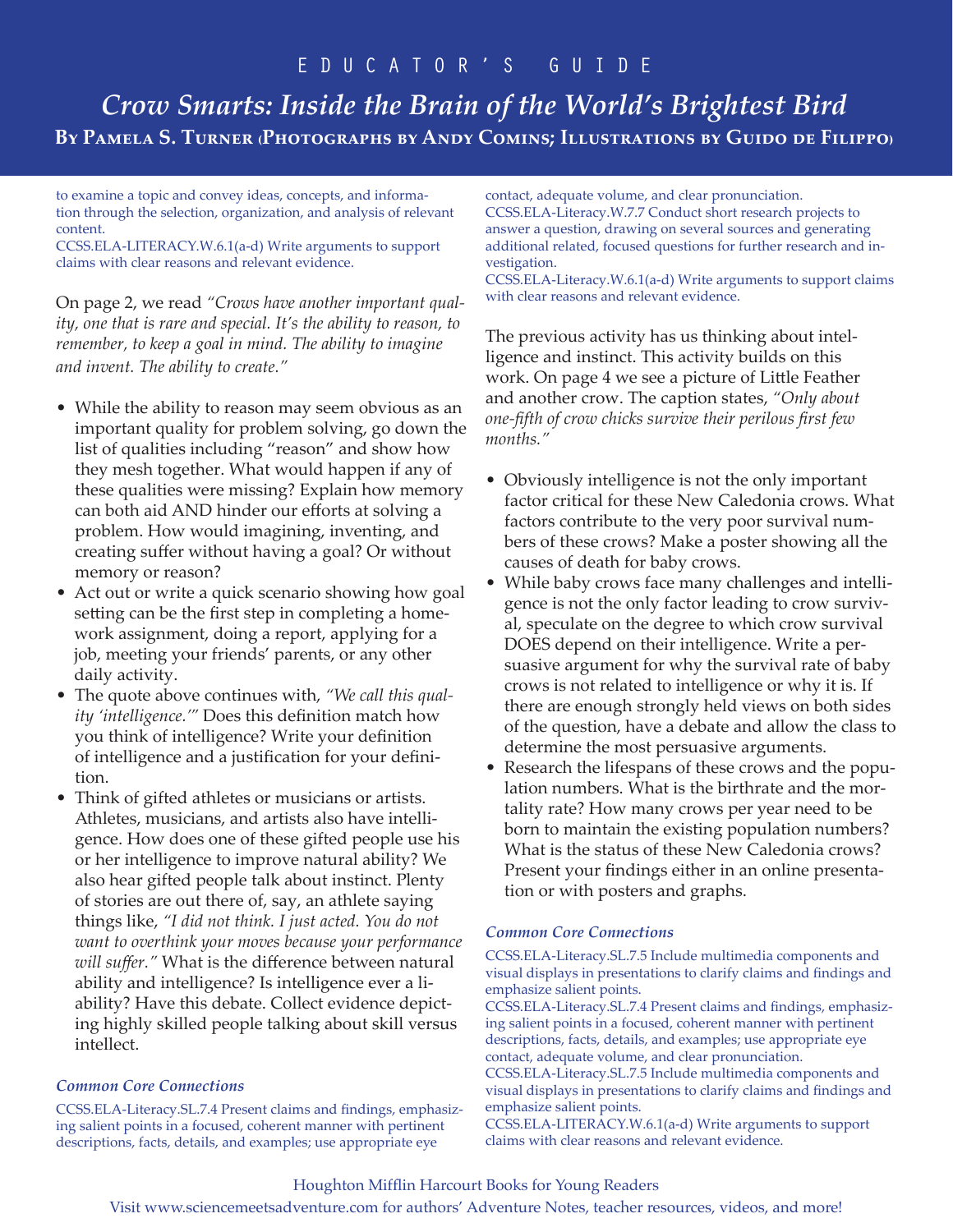to examine a topic and convey ideas, concepts, and information through the selection, organization, and analysis of relevant content.
CCSS.ELA-LITERACY.W.6.1(a-d) Write arguments to support claims with clear reasons and relevant evidence.

On page 2, we read *"Crows have another important quality, one that is rare and special. It's the ability to reason, to remember, to keep a goal in mind. The ability to imagine and invent. The ability to create."*

- While the ability to reason may seem obvious as an important quality for problem solving, go down the list of qualities including "reason" and show how they mesh together. What would happen if any of these qualities were missing? Explain how memory can both aid AND hinder our efforts at solving a problem. How would imagining, inventing, and creating suffer without having a goal? Or without memory or reason?
- Act out or write a quick scenario showing how goal setting can be the first step in completing a homework assignment, doing a report, applying for a job, meeting your friends' parents, or any other daily activity.
- The quote above continues with, *"We call this quality 'intelligence.'"* Does this definition match how you think of intelligence? Write your definition of intelligence and a justification for your definition.
- Think of gifted athletes or musicians or artists. Athletes, musicians, and artists also have intelligence. How does one of these gifted people use his or her intelligence to improve natural ability? We also hear gifted people talk about instinct. Plenty of stories are out there of, say, an athlete saying things like, *"I did not think. I just acted. You do not want to overthink your moves because your performance will suffer."* What is the difference between natural ability and intelligence? Is intelligence ever a liability? Have this debate. Collect evidence depicting highly skilled people talking about skill versus intellect.

### *Common Core Connections*

CCSS.ELA-Literacy.SL.7.4 Present claims and findings, emphasizing salient points in a focused, coherent manner with pertinent descriptions, facts, details, and examples; use appropriate eye contact, adequate volume, and clear pronunciation.
CCSS.ELA-Literacy.W.7.7 Conduct short research projects to answer a question, drawing on several sources and generating additional related, focused questions for further research and investigation.
CCSS.ELA-Literacy.W.6.1(a-d) Write arguments to support claims with clear reasons and relevant evidence.

The previous activity has us thinking about intelligence and instinct. This activity builds on this work. On page 4 we see a picture of Little Feather and another crow. The caption states, *"Only about one-fifth of crow chicks survive their perilous first few months."*

- Obviously intelligence is not the only important factor critical for these New Caledonia crows. What factors contribute to the very poor survival numbers of these crows? Make a poster showing all the causes of death for baby crows.
- While baby crows face many challenges and intelligence is not the only factor leading to crow survival, speculate on the degree to which crow survival DOES depend on their intelligence. Write a persuasive argument for why the survival rate of baby crows is not related to intelligence or why it is. If there are enough strongly held views on both sides of the question, have a debate and allow the class to determine the most persuasive arguments.
- Research the lifespans of these crows and the population numbers. What is the birthrate and the mortality rate? How many crows per year need to be born to maintain the existing population numbers? What is the status of these New Caledonia crows? Present your findings either in an online presentation or with posters and graphs.

### *Common Core Connections*

CCSS.ELA-Literacy.SL.7.5 Include multimedia components and visual displays in presentations to clarify claims and findings and emphasize salient points.
CCSS.ELA-Literacy.SL.7.4 Present claims and findings, emphasizing salient points in a focused, coherent manner with pertinent descriptions, facts, details, and examples; use appropriate eye contact, adequate volume, and clear pronunciation.
CCSS.ELA-Literacy.SL.7.5 Include multimedia components and visual displays in presentations to clarify claims and findings and emphasize salient points.
CCSS.ELA-LITERACY.W.6.1(a-d) Write arguments to support claims with clear reasons and relevant evidence.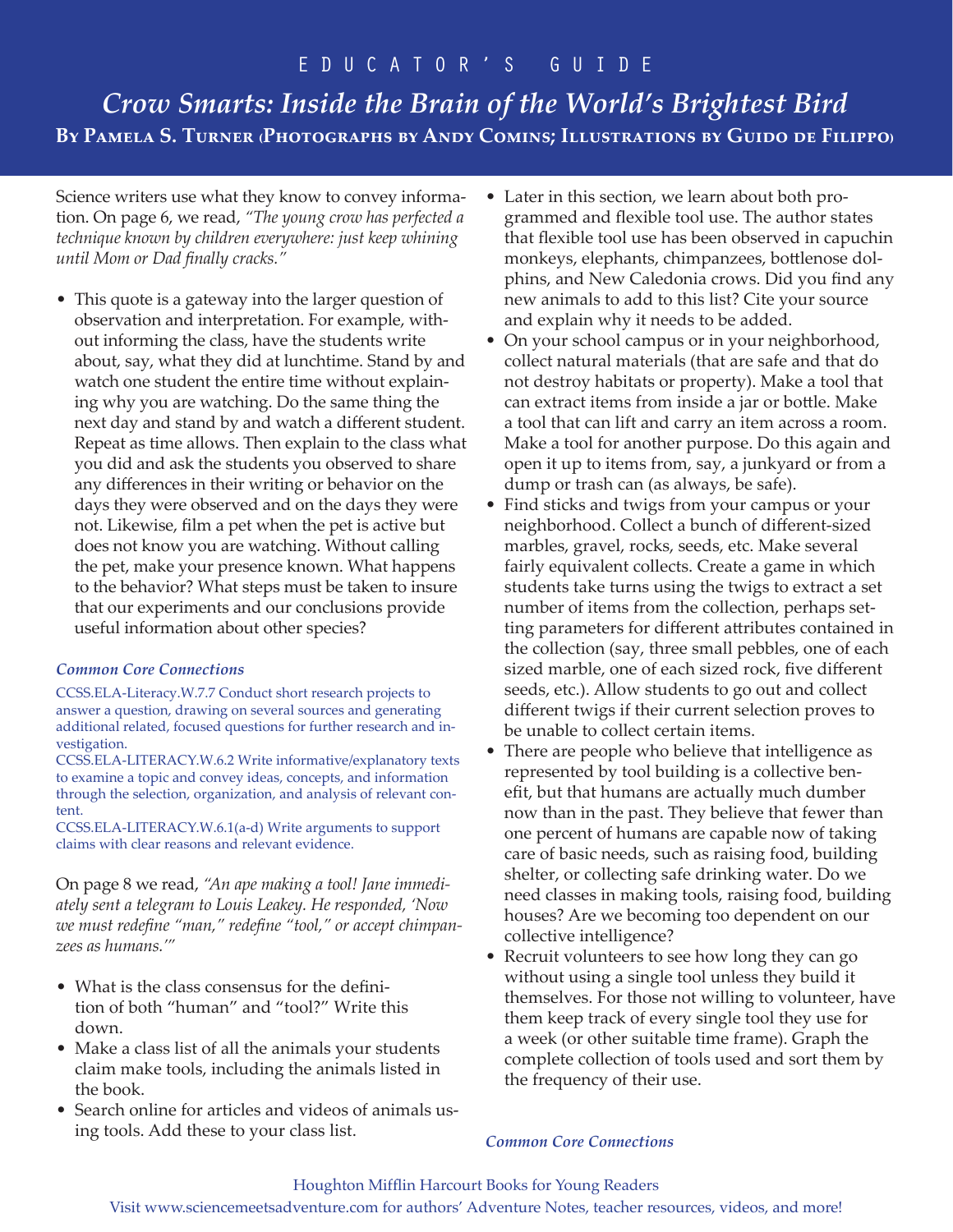# EDUCATOR'S GUIDE

## *Crow Smarts: Inside the Brain of the World's Brightest Bird*

### By Pamela S. Turner (Photographs by Andy Comins; Illustrations by Guido de Filippo)

Science writers use what they know to convey information. On page 6, we read, *"The young crow has perfected a technique known by children everywhere: just keep whining until Mom or Dad finally cracks."*

- This quote is a gateway into the larger question of observation and interpretation. For example, without informing the class, have the students write about, say, what they did at lunchtime. Stand by and watch one student the entire time without explaining why you are watching. Do the same thing the next day and stand by and watch a different student. Repeat as time allows. Then explain to the class what you did and ask the students you observed to share any differences in their writing or behavior on the days they were observed and on the days they were not. Likewise, film a pet when the pet is active but does not know you are watching. Without calling the pet, make your presence known. What happens to the behavior? What steps must be taken to insure that our experiments and our conclusions provide useful information about other species?

***Common Core Connections***

CCSS.ELA-Literacy.W.7.7 Conduct short research projects to answer a question, drawing on several sources and generating additional related, focused questions for further research and investigation.
CCSS.ELA-LITERACY.W.6.2 Write informative/explanatory texts to examine a topic and convey ideas, concepts, and information through the selection, organization, and analysis of relevant content.
CCSS.ELA-LITERACY.W.6.1(a-d) Write arguments to support claims with clear reasons and relevant evidence.

On page 8 we read, *"An ape making a tool! Jane immediately sent a telegram to Louis Leakey. He responded, 'Now we must redefine "man," redefine "tool," or accept chimpanzees as humans.'"*

- What is the class consensus for the definition of both "human" and "tool?" Write this down.
- Make a class list of all the animals your students claim make tools, including the animals listed in the book.
- Search online for articles and videos of animals using tools. Add these to your class list.
- Later in this section, we learn about both programmed and flexible tool use. The author states that flexible tool use has been observed in capuchin monkeys, elephants, chimpanzees, bottlenose dolphins, and New Caledonia crows. Did you find any new animals to add to this list? Cite your source and explain why it needs to be added.
- On your school campus or in your neighborhood, collect natural materials (that are safe and that do not destroy habitats or property). Make a tool that can extract items from inside a jar or bottle. Make a tool that can lift and carry an item across a room. Make a tool for another purpose. Do this again and open it up to items from, say, a junkyard or from a dump or trash can (as always, be safe).
- Find sticks and twigs from your campus or your neighborhood. Collect a bunch of different-sized marbles, gravel, rocks, seeds, etc. Make several fairly equivalent collects. Create a game in which students take turns using the twigs to extract a set number of items from the collection, perhaps setting parameters for different attributes contained in the collection (say, three small pebbles, one of each sized marble, one of each sized rock, five different seeds, etc.). Allow students to go out and collect different twigs if their current selection proves to be unable to collect certain items.
- There are people who believe that intelligence as represented by tool building is a collective benefit, but that humans are actually much dumber now than in the past. They believe that fewer than one percent of humans are capable now of taking care of basic needs, such as raising food, building shelter, or collecting safe drinking water. Do we need classes in making tools, raising food, building houses? Are we becoming too dependent on our collective intelligence?
- Recruit volunteers to see how long they can go without using a single tool unless they build it themselves. For those not willing to volunteer, have them keep track of every single tool they use for a week (or other suitable time frame). Graph the complete collection of tools used and sort them by the frequency of their use.

***Common Core Connections***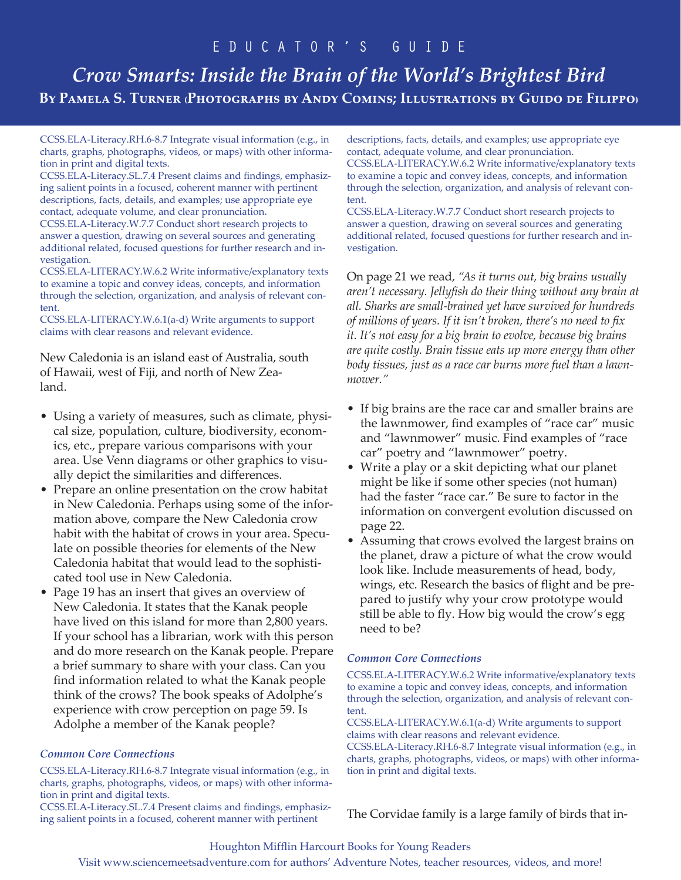CCSS.ELA-Literacy.RH.6-8.7 Integrate visual information (e.g., in charts, graphs, photographs, videos, or maps) with other information in print and digital texts.
CCSS.ELA-Literacy.SL.7.4 Present claims and findings, emphasizing salient points in a focused, coherent manner with pertinent descriptions, facts, details, and examples; use appropriate eye contact, adequate volume, and clear pronunciation.
CCSS.ELA-Literacy.W.7.7 Conduct short research projects to answer a question, drawing on several sources and generating additional related, focused questions for further research and investigation.
CCSS.ELA-LITERACY.W.6.2 Write informative/explanatory texts to examine a topic and convey ideas, concepts, and information through the selection, organization, and analysis of relevant content.
CCSS.ELA-LITERACY.W.6.1(a-d) Write arguments to support claims with clear reasons and relevant evidence.

New Caledonia is an island east of Australia, south of Hawaii, west of Fiji, and north of New Zealand.

- Using a variety of measures, such as climate, physical size, population, culture, biodiversity, economics, etc., prepare various comparisons with your area. Use Venn diagrams or other graphics to visually depict the similarities and differences.
- Prepare an online presentation on the crow habitat in New Caledonia. Perhaps using some of the information above, compare the New Caledonia crow habit with the habitat of crows in your area. Speculate on possible theories for elements of the New Caledonia habitat that would lead to the sophisticated tool use in New Caledonia.
- Page 19 has an insert that gives an overview of New Caledonia. It states that the Kanak people have lived on this island for more than 2,800 years. If your school has a librarian, work with this person and do more research on the Kanak people. Prepare a brief summary to share with your class. Can you find information related to what the Kanak people think of the crows? The book speaks of Adolphe's experience with crow perception on page 59. Is Adolphe a member of the Kanak people?

### *Common Core Connections*

CCSS.ELA-Literacy.RH.6-8.7 Integrate visual information (e.g., in charts, graphs, photographs, videos, or maps) with other information in print and digital texts.
CCSS.ELA-Literacy.SL.7.4 Present claims and findings, emphasizing salient points in a focused, coherent manner with pertinent descriptions, facts, details, and examples; use appropriate eye contact, adequate volume, and clear pronunciation.
CCSS.ELA-LITERACY.W.6.2 Write informative/explanatory texts to examine a topic and convey ideas, concepts, and information through the selection, organization, and analysis of relevant content.
CCSS.ELA-Literacy.W.7.7 Conduct short research projects to answer a question, drawing on several sources and generating additional related, focused questions for further research and investigation.

On page 21 we read, *"As it turns out, big brains usually aren't necessary. Jellyfish do their thing without any brain at all. Sharks are small-brained yet have survived for hundreds of millions of years. If it isn't broken, there's no need to fix it. It's not easy for a big brain to evolve, because big brains are quite costly. Brain tissue eats up more energy than other body tissues, just as a race car burns more fuel than a lawnmower."*

- If big brains are the race car and smaller brains are the lawnmower, find examples of "race car" music and "lawnmower" music. Find examples of "race car" poetry and "lawnmower" poetry.
- Write a play or a skit depicting what our planet might be like if some other species (not human) had the faster "race car." Be sure to factor in the information on convergent evolution discussed on page 22.
- Assuming that crows evolved the largest brains on the planet, draw a picture of what the crow would look like. Include measurements of head, body, wings, etc. Research the basics of flight and be prepared to justify why your crow prototype would still be able to fly. How big would the crow's egg need to be?

### *Common Core Connections*

CCSS.ELA-LITERACY.W.6.2 Write informative/explanatory texts to examine a topic and convey ideas, concepts, and information through the selection, organization, and analysis of relevant content.
CCSS.ELA-LITERACY.W.6.1(a-d) Write arguments to support claims with clear reasons and relevant evidence.
CCSS.ELA-Literacy.RH.6-8.7 Integrate visual information (e.g., in charts, graphs, photographs, videos, or maps) with other information in print and digital texts.

The Corvidae family is a large family of birds that in-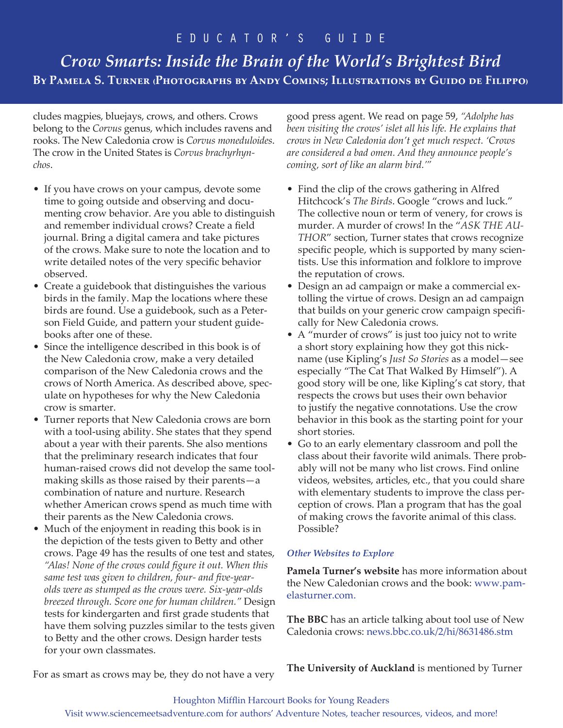cludes magpies, bluejays, crows, and others. Crows belong to the *Corvus* genus, which includes ravens and rooks. The New Caledonia crow is *Corvus moneduloides*. The crow in the United States is *Corvus brachyrhynchos*.

- If you have crows on your campus, devote some time to going outside and observing and documenting crow behavior. Are you able to distinguish and remember individual crows? Create a field journal. Bring a digital camera and take pictures of the crows. Make sure to note the location and to write detailed notes of the very specific behavior observed.
- Create a guidebook that distinguishes the various birds in the family. Map the locations where these birds are found. Use a guidebook, such as a Peterson Field Guide, and pattern your student guidebooks after one of these.
- Since the intelligence described in this book is of the New Caledonia crow, make a very detailed comparison of the New Caledonia crows and the crows of North America. As described above, speculate on hypotheses for why the New Caledonia crow is smarter.
- Turner reports that New Caledonia crows are born with a tool-using ability. She states that they spend about a year with their parents. She also mentions that the preliminary research indicates that four human-raised crows did not develop the same tool-making skills as those raised by their parents—a combination of nature and nurture. Research whether American crows spend as much time with their parents as the New Caledonia crows.
- Much of the enjoyment in reading this book is in the depiction of the tests given to Betty and other crows. Page 49 has the results of one test and states, *"Alas! None of the crows could figure it out. When this same test was given to children, four- and five-year-olds were as stumped as the crows were. Six-year-olds breezed through. Score one for human children."* Design tests for kindergarten and first grade students that have them solving puzzles similar to the tests given to Betty and the other crows. Design harder tests for your own classmates.

For as smart as crows may be, they do not have a very good press agent. We read on page 59, *"Adolphe has been visiting the crows' islet all his life. He explains that crows in New Caledonia don't get much respect. 'Crows are considered a bad omen. And they announce people's coming, sort of like an alarm bird.'"*

- Find the clip of the crows gathering in Alfred Hitchcock's *The Birds*. Google "crows and luck." The collective noun or term of venery, for crows is murder. A murder of crows! In the "*ASK THE AUTHOR*" section, Turner states that crows recognize specific people, which is supported by many scientists. Use this information and folklore to improve the reputation of crows.
- Design an ad campaign or make a commercial extolling the virtue of crows. Design an ad campaign that builds on your generic crow campaign specifically for New Caledonia crows.
- A "murder of crows" is just too juicy not to write a short story explaining how they got this nickname (use Kipling's *Just So Stories* as a model—see especially "The Cat That Walked By Himself"). A good story will be one, like Kipling's cat story, that respects the crows but uses their own behavior to justify the negative connotations. Use the crow behavior in this book as the starting point for your short stories.
- Go to an early elementary classroom and poll the class about their favorite wild animals. There probably will not be many who list crows. Find online videos, websites, articles, etc., that you could share with elementary students to improve the class perception of crows. Plan a program that has the goal of making crows the favorite animal of this class. Possible?

### *Other Websites to Explore*

**Pamela Turner's website** has more information about the New Caledonian crows and the book: www.pamelasturner.com.

**The BBC** has an article talking about tool use of New Caledonia crows: news.bbc.co.uk/2/hi/8631486.stm

**The University of Auckland** is mentioned by Turner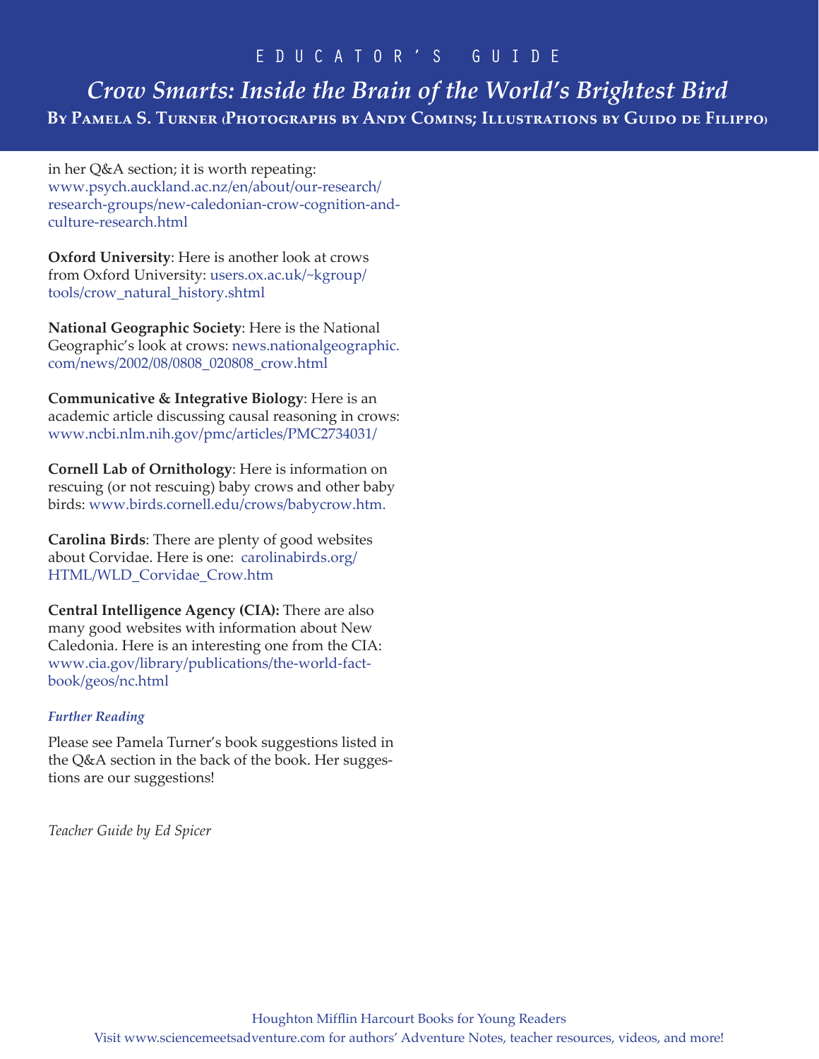in her Q&A section; it is worth repeating: www.psych.auckland.ac.nz/en/about/our-research/research-groups/new-caledonian-crow-cognition-and-culture-research.html

**Oxford University**: Here is another look at crows from Oxford University: users.ox.ac.uk/~kgroup/tools/crow_natural_history.shtml

**National Geographic Society**: Here is the National Geographic's look at crows: news.nationalgeographic.com/news/2002/08/0808_020808_crow.html

**Communicative & Integrative Biology**: Here is an academic article discussing causal reasoning in crows: www.ncbi.nlm.nih.gov/pmc/articles/PMC2734031/

**Cornell Lab of Ornithology**: Here is information on rescuing (or not rescuing) baby crows and other baby birds: www.birds.cornell.edu/crows/babycrow.htm.

**Carolina Birds**: There are plenty of good websites about Corvidae. Here is one: carolinabirds.org/HTML/WLD_Corvidae_Crow.htm

**Central Intelligence Agency (CIA):** There are also many good websites with information about New Caledonia. Here is an interesting one from the CIA: www.cia.gov/library/publications/the-world-factbook/geos/nc.html

***Further Reading***

Please see Pamela Turner's book suggestions listed in the Q&A section in the back of the book. Her suggestions are our suggestions!

*Teacher Guide by Ed Spicer*